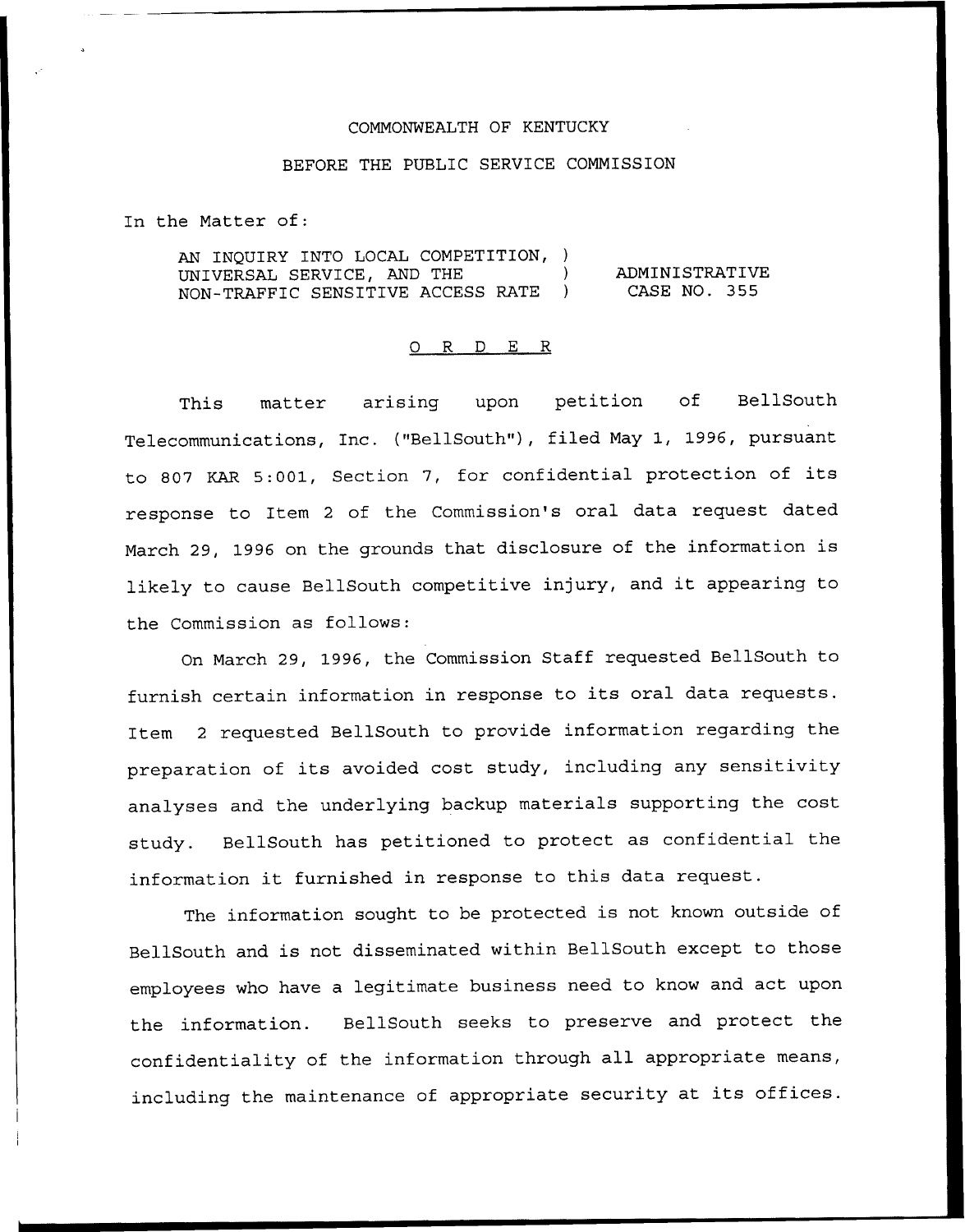COMMONWEALTH OF KENTUCKY

BEFORE THE PUBLIC SERVICE COMMISSION

In the Matter of:

AN INQUIRY INTO LOCAL COMPETITION, )
UNIVERSAL SERVICE, AND THE ) ADMINISTRATIVE
NON-TRAFFIC SENSITIVE ACCESS RATE ) CASE NO. 355

O R D E R

This matter arising upon petition of BellSouth Telecommunications, Inc. ("BellSouth"), filed May 1, 1996, pursuant to 807 KAR 5:001, Section 7, for confidential protection of its response to Item 2 of the Commission's oral data request dated March 29, 1996 on the grounds that disclosure of the information is likely to cause BellSouth competitive injury, and it appearing to the Commission as follows:

On March 29, 1996, the Commission Staff requested BellSouth to furnish certain information in response to its oral data requests. Item 2 requested BellSouth to provide information regarding the preparation of its avoided cost study, including any sensitivity analyses and the underlying backup materials supporting the cost study. BellSouth has petitioned to protect as confidential the information it furnished in response to this data request.

The information sought to be protected is not known outside of BellSouth and is not disseminated within BellSouth except to those employees who have a legitimate business need to know and act upon the information. BellSouth seeks to preserve and protect the confidentiality of the information through all appropriate means, including the maintenance of appropriate security at its offices.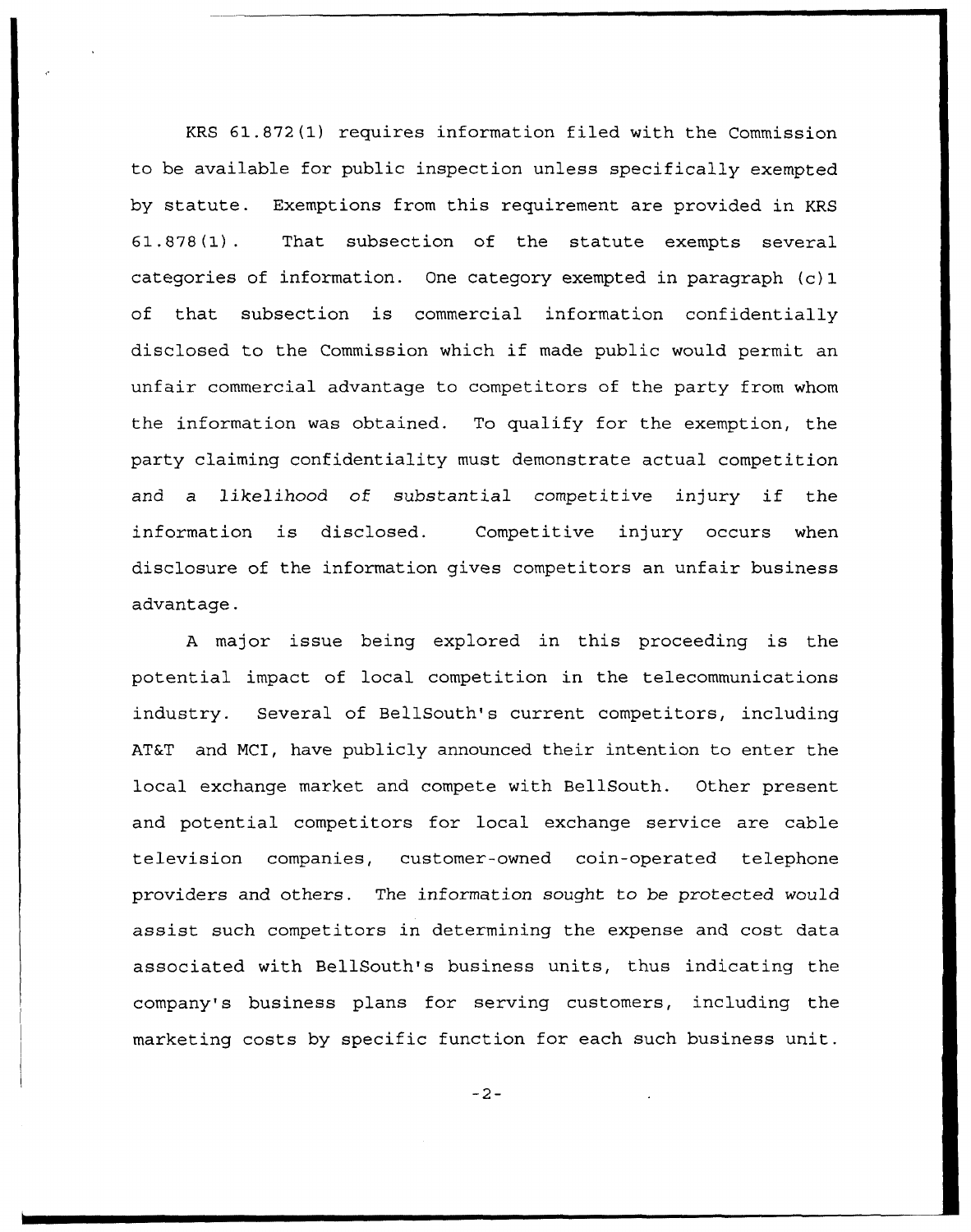KRS 61.872(1) requires information filed with the Commission to be available for public inspection unless specifically exempted by statute. Exemptions from this requirement are provided in KRS 61.878(1). That subsection of the statute exempts several categories of information. One category exempted in paragraph (c)1 of that subsection is commercial information confidentially disclosed to the Commission which if made public would permit an unfair commercial advantage to competitors of the party from whom the information was obtained. To qualify for the exemption, the party claiming confidentiality must demonstrate actual competition and a likelihood of substantial competitive injury if the information is disclosed. Competitive injury occurs when disclosure of the information gives competitors an unfair business advantage.

A major issue being explored in this proceeding is the potential impact of local competition in the telecommunications industry. Several of BellSouth's current competitors, including AT&T and MCI, have publicly announced their intention to enter the local exchange market and compete with BellSouth. Other present and potential competitors for local exchange service are cable television companies, customer-owned coin-operated telephone providers and others. The information sought to be protected would assist such competitors in determining the expense and cost data associated with BellSouth's business units, thus indicating the company's business plans for serving customers, including the marketing costs by specific function for each such business unit.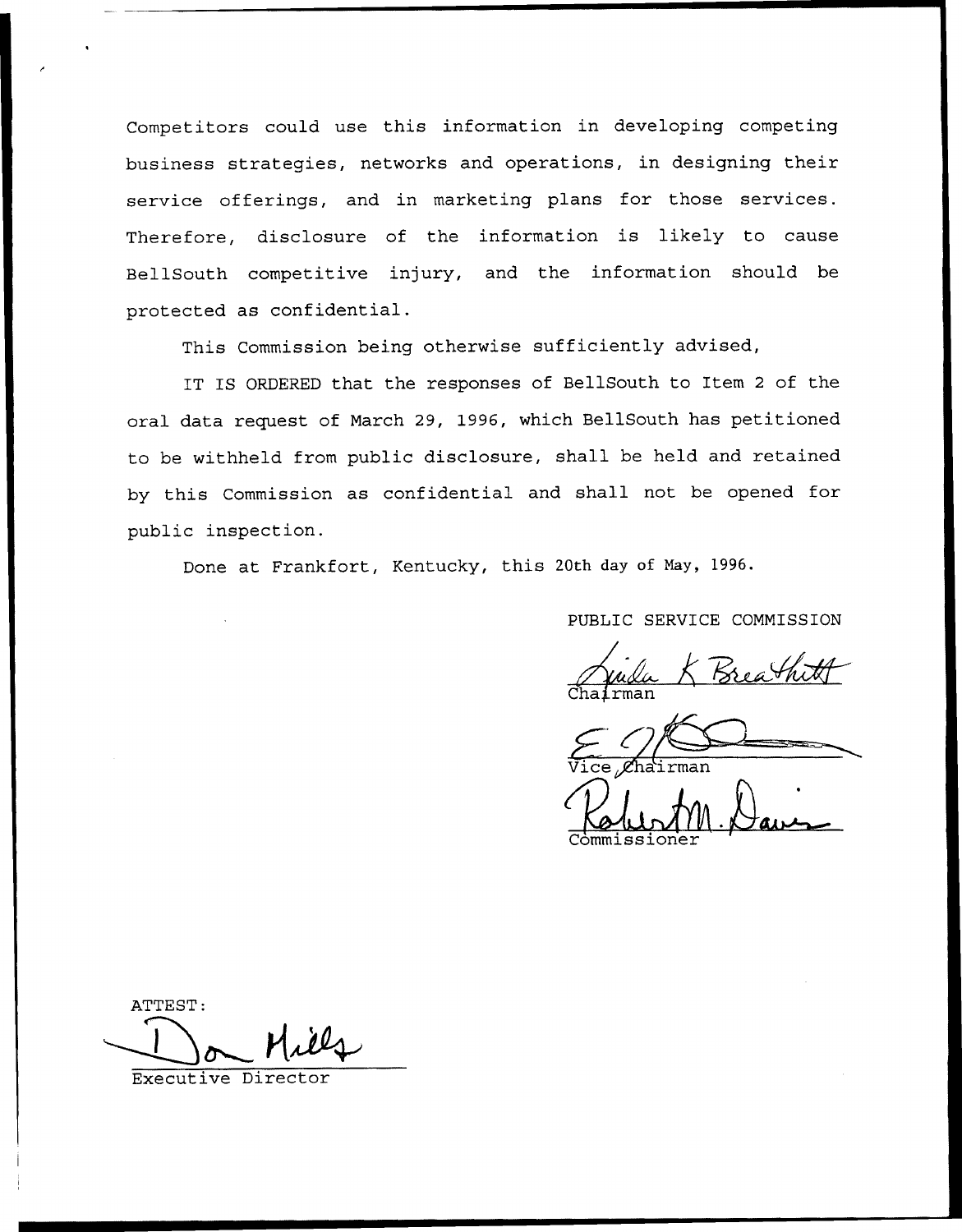Competitors could use this information in developing competing business strategies, networks and operations, in designing their service offerings, and in marketing plans for those services. Therefore, disclosure of the information is likely to cause BellSouth competitive injury, and the information should be protected as confidential.

This Commission being otherwise sufficiently advised,

IT IS ORDERED that the responses of BellSouth to Item 2 of the oral data request of March 29, 1996, which BellSouth has petitioned to be withheld from public disclosure, shall be held and retained by this Commission as confidential and shall not be opened for public inspection.

Done at Frankfort, Kentucky, this 20th day of May, 1996.

PUBLIC SERVICE COMMISSION

Linda K Breathitt
Chairman

Vice Chairman

Robert M. Davis
Commissioner

ATTEST:

Don Mills
Executive Director